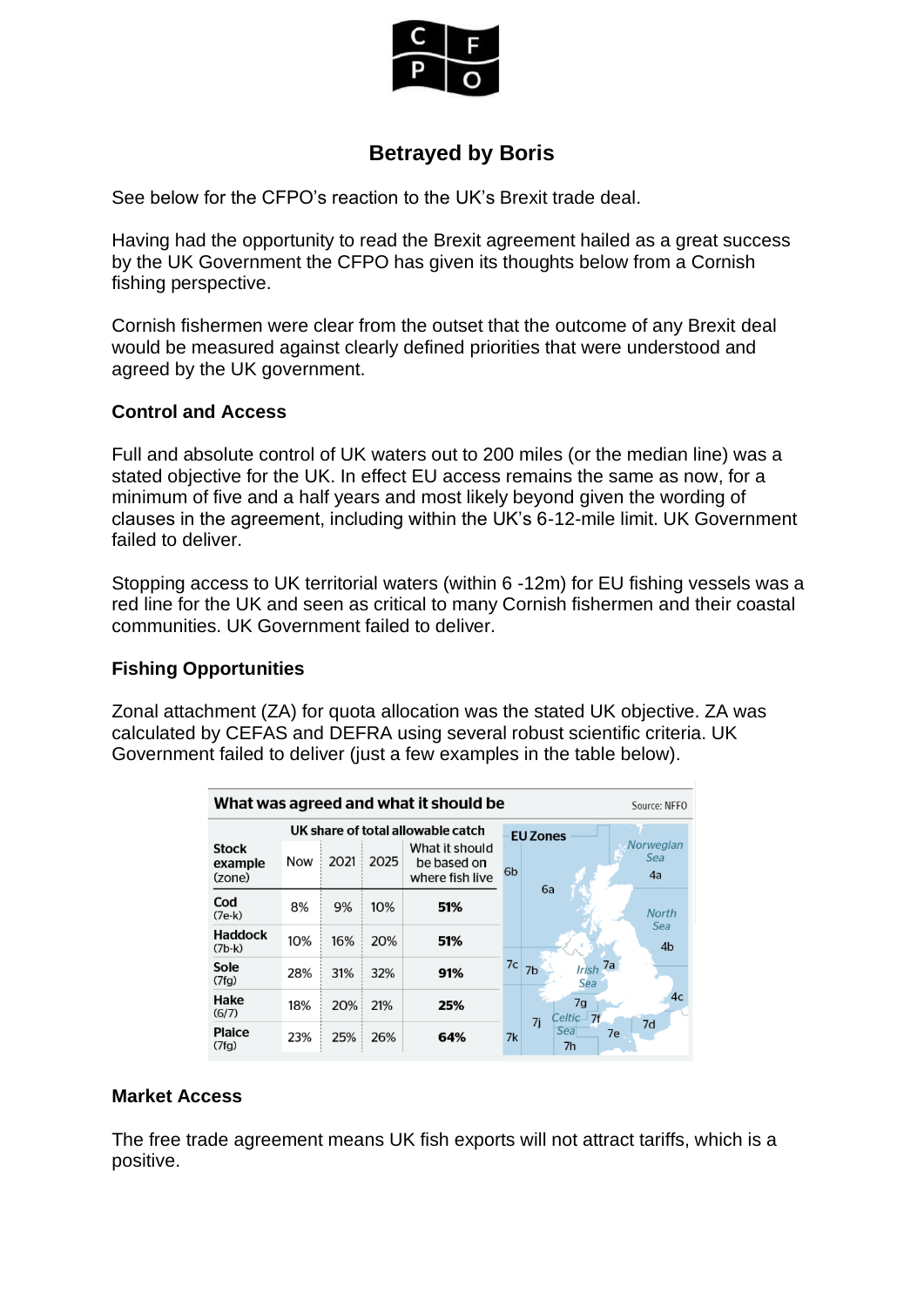# Betrayed by Boris

See below for the CFPO's reaction to the UK's Brexit trade deal.

Having had the opportunity to read the Brexit agreement hailed as a great success by the UK Government the CFPO has given its thoughts below from a Cornish fishing perspective.

Cornish fishermen were clear from the outset that the outcome of any Brexit deal would be measured against clearly defined priorities that were understood and agreed by the UK government.

### Control and Access

Full and absolute control of UK waters out to 200 miles (or the median line) was a stated objective for the UK. In effect EU access remains the same as now, for a minimum of five and a half years and most likely beyond given the wording of clauses in the agreement, including within the UK's 6-12-mile limit. UK Government failed to deliver.

Stopping access to UK territorial waters (within 6 -12m) for EU fishing vessels was a red line for the UK and seen as critical to many Cornish fishermen and their coastal communities. UK Government failed to deliver.

### Fishing Opportunities

Zonal attachment (ZA) for quota allocation was the stated UK objective. ZA was calculated by CEFAS and DEFRA using several robust scientific criteria. UK Government failed to deliver (just a few examples in the table below).

**What was agreed and what it should be** — Source: NFFO

| Stock example (zone) | UK share of total allowable catch: Now | 2021 | 2025 | What it should be based on where fish live |
|---|---|---|---|---|
| Cod (7e-k) | 8% | 9% | 10% | **51%** |
| Haddock (7b-k) | 10% | 16% | 20% | **51%** |
| Sole (7fg) | 28% | 31% | 32% | **91%** |
| Hake (6/7) | 18% | 20% | 21% | **25%** |
| Plaice (7fg) | 23% | 25% | 26% | **64%** |

### Market Access

The free trade agreement means UK fish exports will not attract tariffs, which is a positive.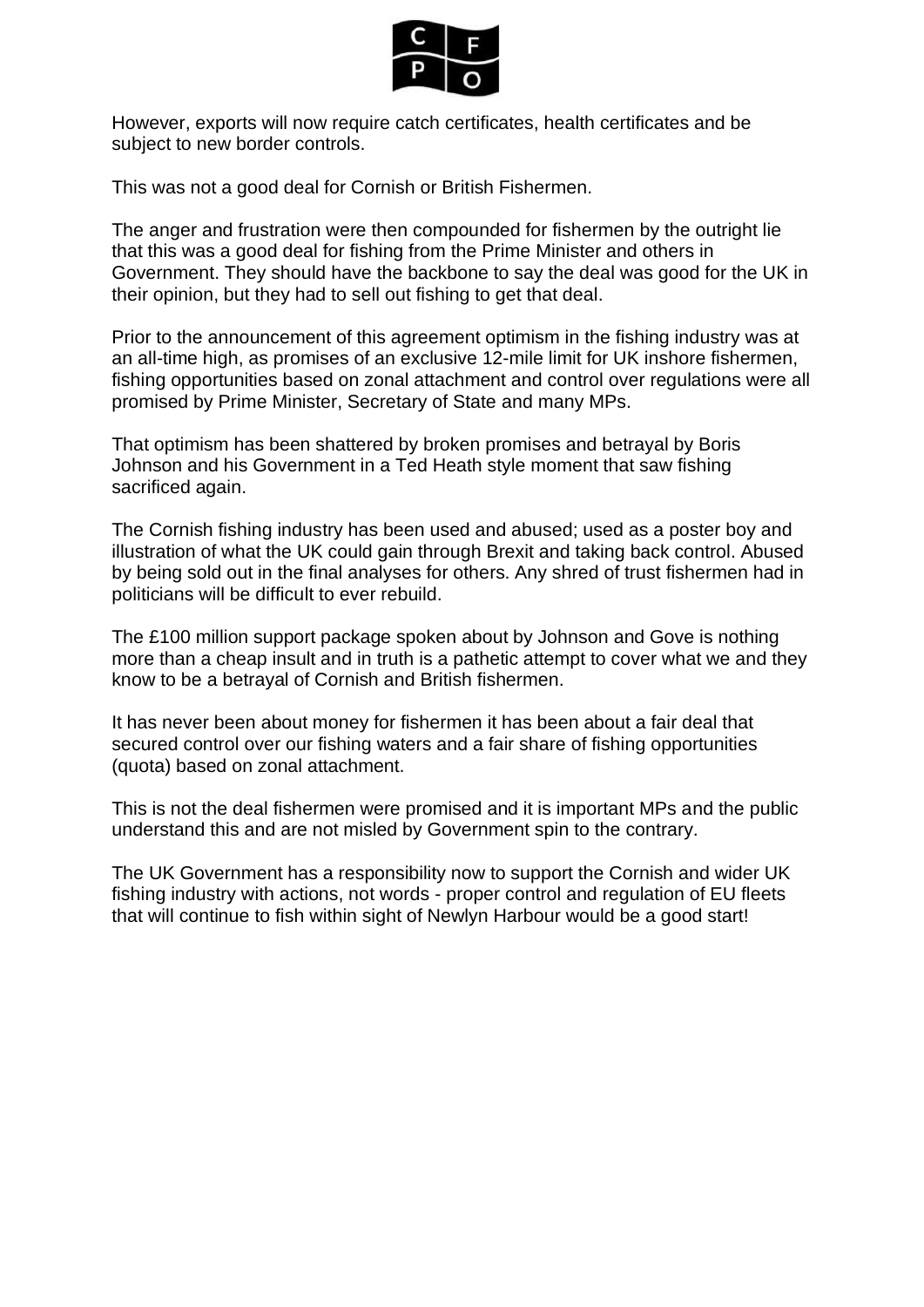However, exports will now require catch certificates, health certificates and be subject to new border controls.

This was not a good deal for Cornish or British Fishermen.

The anger and frustration were then compounded for fishermen by the outright lie that this was a good deal for fishing from the Prime Minister and others in Government. They should have the backbone to say the deal was good for the UK in their opinion, but they had to sell out fishing to get that deal.

Prior to the announcement of this agreement optimism in the fishing industry was at an all-time high, as promises of an exclusive 12-mile limit for UK inshore fishermen, fishing opportunities based on zonal attachment and control over regulations were all promised by Prime Minister, Secretary of State and many MPs.

That optimism has been shattered by broken promises and betrayal by Boris Johnson and his Government in a Ted Heath style moment that saw fishing sacrificed again.

The Cornish fishing industry has been used and abused; used as a poster boy and illustration of what the UK could gain through Brexit and taking back control. Abused by being sold out in the final analyses for others. Any shred of trust fishermen had in politicians will be difficult to ever rebuild.

The £100 million support package spoken about by Johnson and Gove is nothing more than a cheap insult and in truth is a pathetic attempt to cover what we and they know to be a betrayal of Cornish and British fishermen.

It has never been about money for fishermen it has been about a fair deal that secured control over our fishing waters and a fair share of fishing opportunities (quota) based on zonal attachment.

This is not the deal fishermen were promised and it is important MPs and the public understand this and are not misled by Government spin to the contrary.

The UK Government has a responsibility now to support the Cornish and wider UK fishing industry with actions, not words - proper control and regulation of EU fleets that will continue to fish within sight of Newlyn Harbour would be a good start!